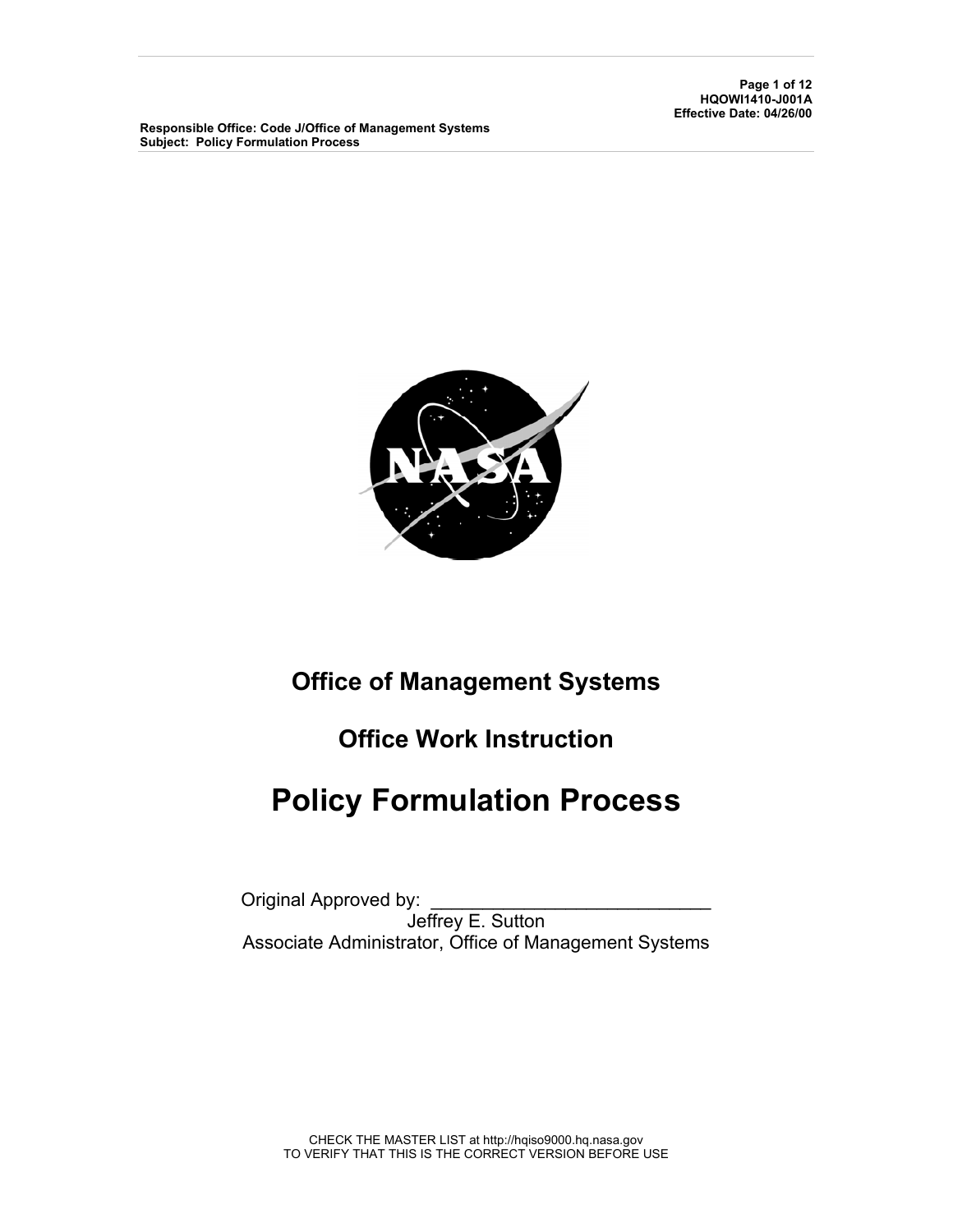Responsible Office: Code J/Office of Management Systems
Subject: Policy Formulation Process

HQOWI1410-J001A
Effective Date: 04/26/00

# Office of Management Systems

## Office Work Instruction

# Policy Formulation Process

Original Approved by: ___________________________
Jeffrey E. Sutton
Associate Administrator, Office of Management Systems

CHECK THE MASTER LIST at http://hqiso9000.hq.nasa.gov
TO VERIFY THAT THIS IS THE CORRECT VERSION BEFORE USE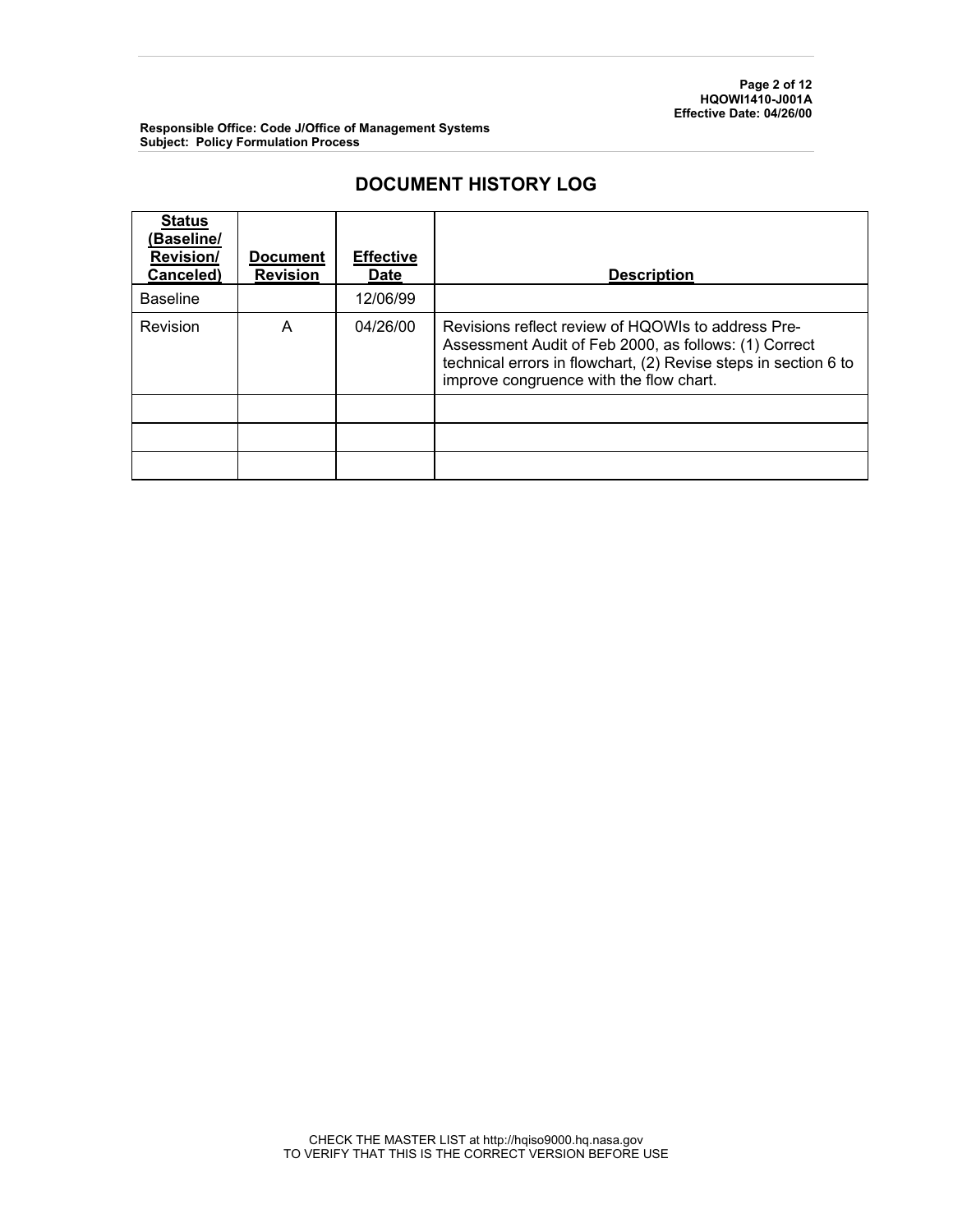# DOCUMENT HISTORY LOG

| Status (Baseline/ Revision/ Canceled) | Document Revision | Effective Date | Description |
|---|---|---|---|
| Baseline | | 12/06/99 | |
| Revision | A | 04/26/00 | Revisions reflect review of HQOWIs to address Pre-Assessment Audit of Feb 2000, as follows: (1) Correct technical errors in flowchart, (2) Revise steps in section 6 to improve congruence with the flow chart. |
| | | | |
| | | | |
| | | | |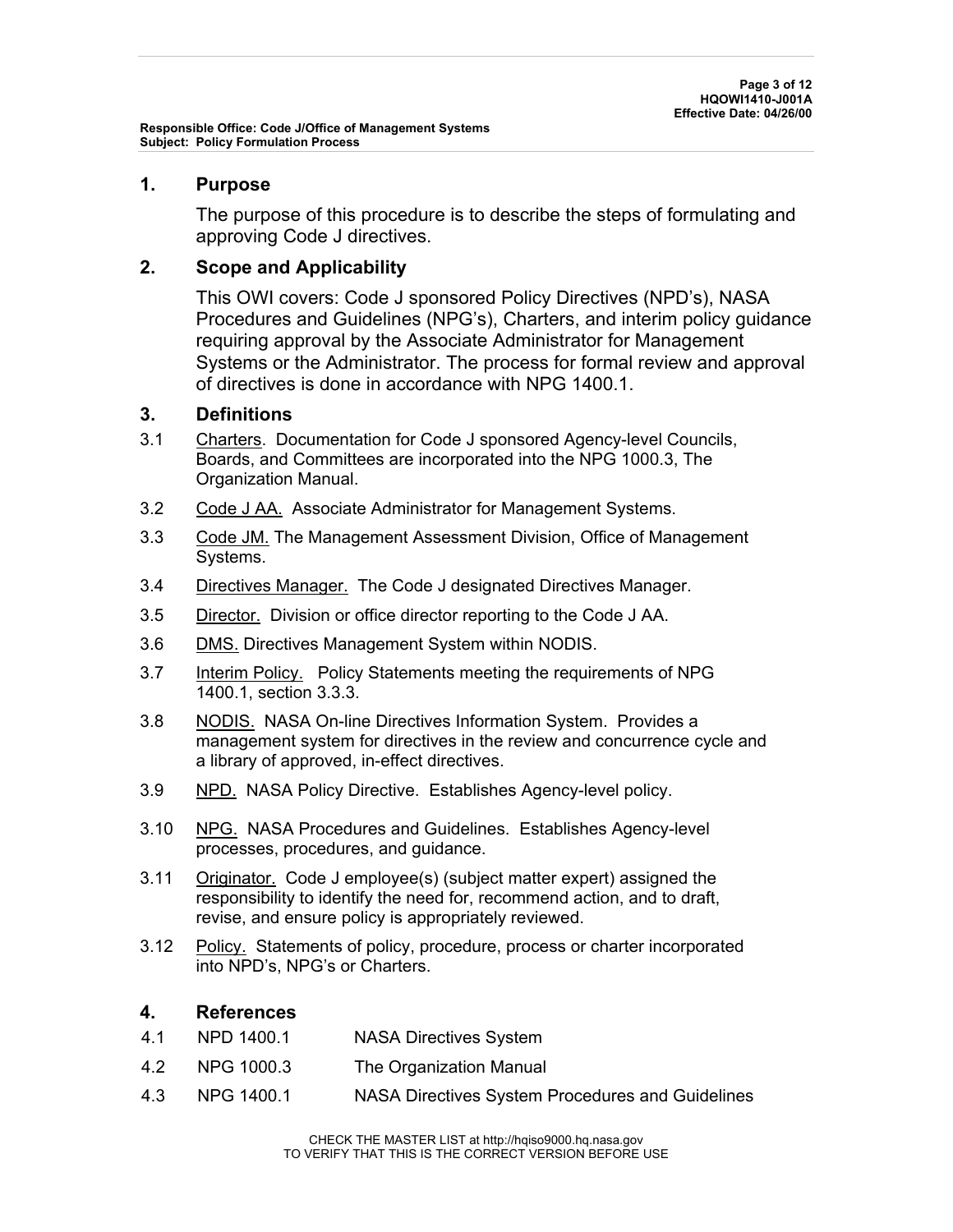## 1. Purpose

The purpose of this procedure is to describe the steps of formulating and approving Code J directives.

## 2. Scope and Applicability

This OWI covers: Code J sponsored Policy Directives (NPD's), NASA Procedures and Guidelines (NPG's), Charters, and interim policy guidance requiring approval by the Associate Administrator for Management Systems or the Administrator. The process for formal review and approval of directives is done in accordance with NPG 1400.1.

## 3. Definitions

3.1 Charters. Documentation for Code J sponsored Agency-level Councils, Boards, and Committees are incorporated into the NPG 1000.3, The Organization Manual.

3.2 Code J AA. Associate Administrator for Management Systems.

3.3 Code JM. The Management Assessment Division, Office of Management Systems.

3.4 Directives Manager. The Code J designated Directives Manager.

3.5 Director. Division or office director reporting to the Code J AA.

3.6 DMS. Directives Management System within NODIS.

3.7 Interim Policy. Policy Statements meeting the requirements of NPG 1400.1, section 3.3.3.

3.8 NODIS. NASA On-line Directives Information System. Provides a management system for directives in the review and concurrence cycle and a library of approved, in-effect directives.

3.9 NPD. NASA Policy Directive. Establishes Agency-level policy.

3.10 NPG. NASA Procedures and Guidelines. Establishes Agency-level processes, procedures, and guidance.

3.11 Originator. Code J employee(s) (subject matter expert) assigned the responsibility to identify the need for, recommend action, and to draft, revise, and ensure policy is appropriately reviewed.

3.12 Policy. Statements of policy, procedure, process or charter incorporated into NPD's, NPG's or Charters.

## 4. References

| | | |
|---|---|---|
| 4.1 | NPD 1400.1 | NASA Directives System |
| 4.2 | NPG 1000.3 | The Organization Manual |
| 4.3 | NPG 1400.1 | NASA Directives System Procedures and Guidelines |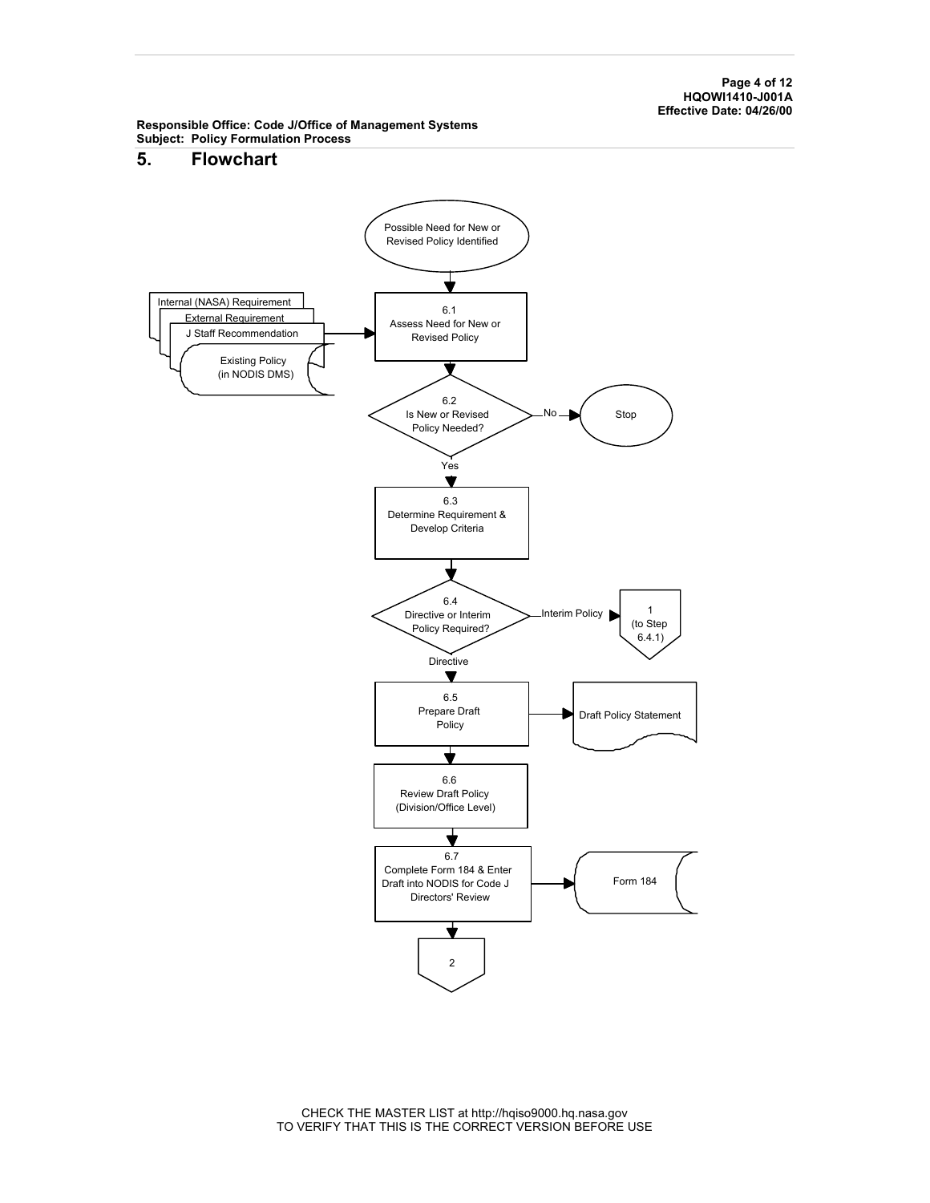Responsible Office: Code J/Office of Management Systems
Subject: Policy Formulation Process

## 5. Flowchart

Possible Need for New or Revised Policy Identified

Internal (NASA) Requirement

External Requirement

J Staff Recommendation

Existing Policy (in NODIS DMS)

6.1
Assess Need for New or Revised Policy

6.2
Is New or Revised Policy Needed?

No → Stop

Yes

6.3
Determine Requirement & Develop Criteria

6.4
Directive or Interim Policy Required?

Interim Policy → 1 (to Step 6.4.1)

Directive

6.5
Prepare Draft Policy → Draft Policy Statement

6.6
Review Draft Policy (Division/Office Level)

6.7
Complete Form 184 & Enter Draft into NODIS for Code J Directors' Review → Form 184

2

CHECK THE MASTER LIST at http://hqiso9000.hq.nasa.gov
TO VERIFY THAT THIS IS THE CORRECT VERSION BEFORE USE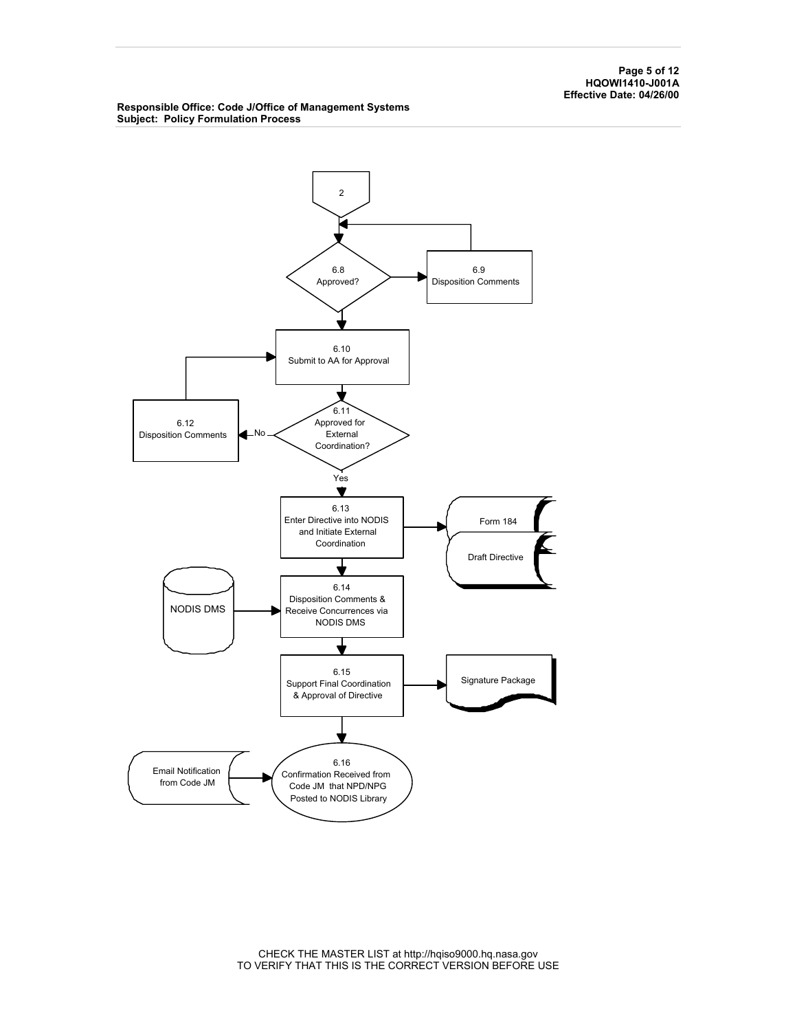Responsible Office: Code J/Office of Management Systems
Subject: Policy Formulation Process

2

6.8
Approved?

6.9
Disposition Comments

6.10
Submit to AA for Approval

6.11
Approved for External Coordination?

No

6.12
Disposition Comments

Yes

6.13
Enter Directive into NODIS and Initiate External Coordination

Form 184

Draft Directive

NODIS DMS

6.14
Disposition Comments & Receive Concurrences via NODIS DMS

6.15
Support Final Coordination & Approval of Directive

Signature Package

Email Notification from Code JM

6.16
Confirmation Received from Code JM that NPD/NPG Posted to NODIS Library

CHECK THE MASTER LIST at http://hqiso9000.hq.nasa.gov
TO VERIFY THAT THIS IS THE CORRECT VERSION BEFORE USE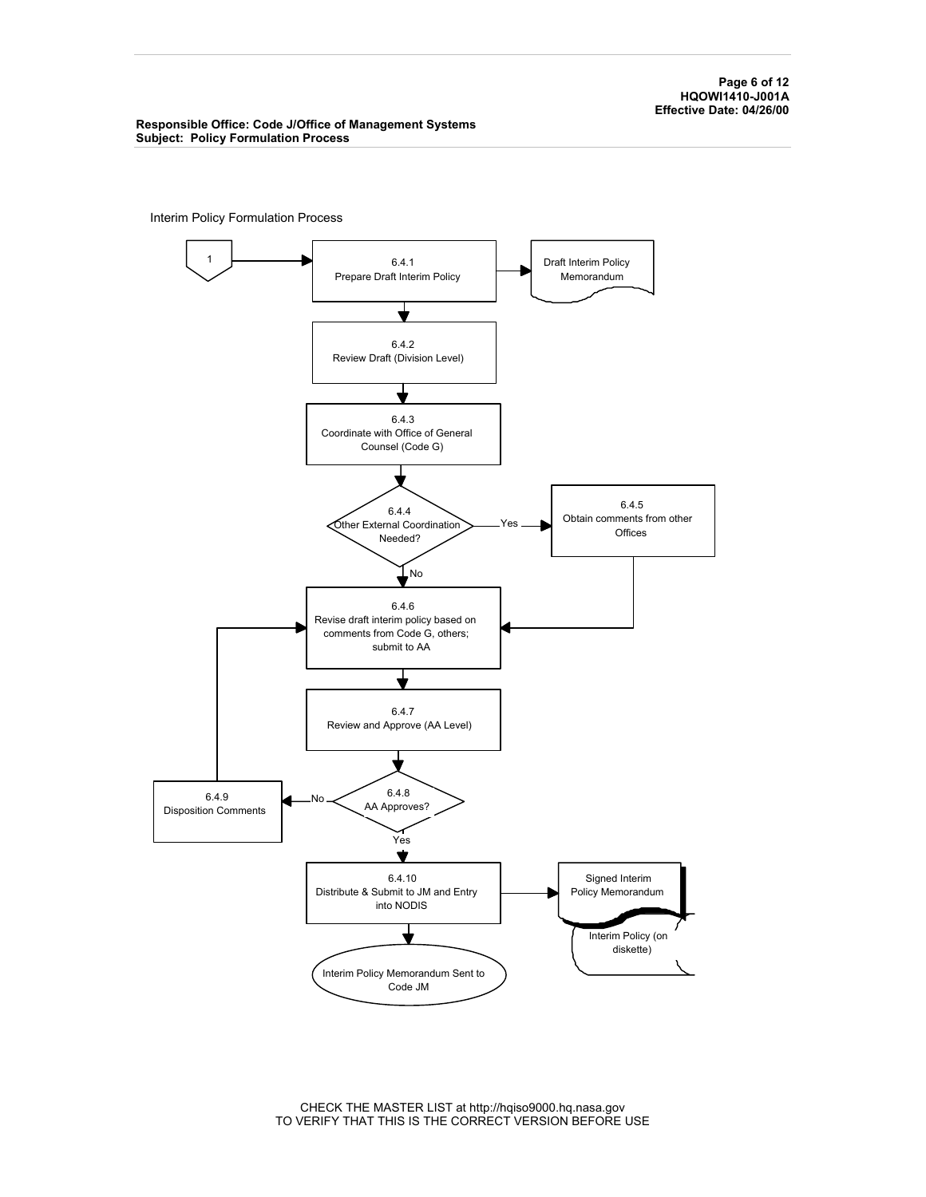Interim Policy Formulation Process

1

6.4.1
Prepare Draft Interim Policy

Draft Interim Policy Memorandum

6.4.2
Review Draft (Division Level)

6.4.3
Coordinate with Office of General Counsel (Code G)

6.4.4
Other External Coordination Needed?

Yes

6.4.5
Obtain comments from other Offices

No

6.4.6
Revise draft interim policy based on comments from Code G, others; submit to AA

6.4.7
Review and Approve (AA Level)

6.4.8
AA Approves?

No

6.4.9
Disposition Comments

Yes

6.4.10
Distribute & Submit to JM and Entry into NODIS

Signed Interim Policy Memorandum

Interim Policy (on diskette)

Interim Policy Memorandum Sent to Code JM

CHECK THE MASTER LIST at http://hqiso9000.hq.nasa.gov
TO VERIFY THAT THIS IS THE CORRECT VERSION BEFORE USE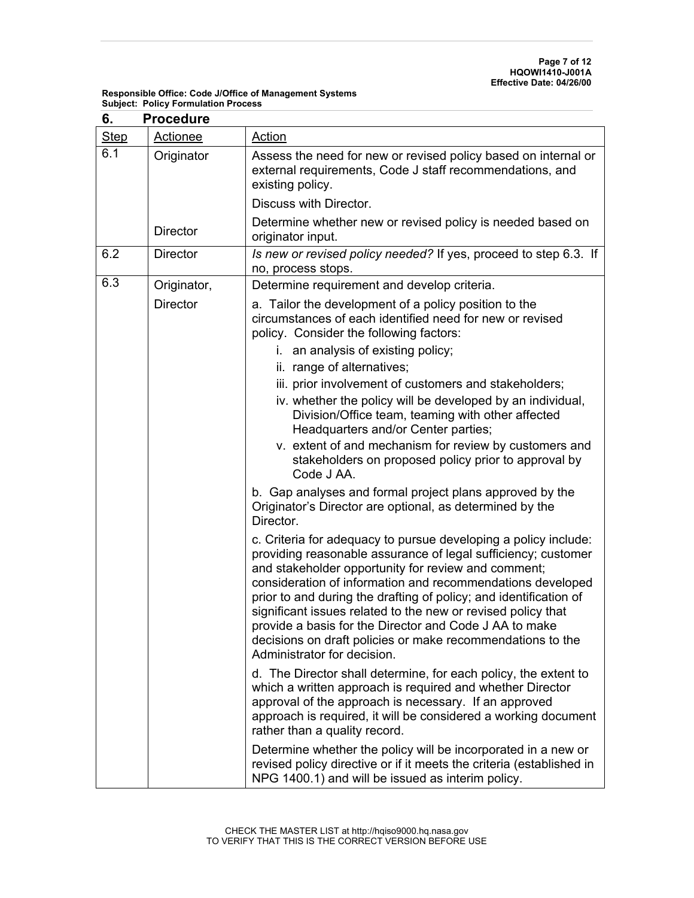## 6. Procedure

| Step | Actionee | Action |
|---|---|---|
| 6.1 | Originator | Assess the need for new or revised policy based on internal or external requirements, Code J staff recommendations, and existing policy.<br><br>Discuss with Director. |
| | Director | Determine whether new or revised policy is needed based on originator input. |
| 6.2 | Director | *Is new or revised policy needed?* If yes, proceed to step 6.3. If no, process stops. |
| 6.3 | Originator, Director | Determine requirement and develop criteria.<br><br>a. Tailor the development of a policy position to the circumstances of each identified need for new or revised policy. Consider the following factors:<br>i. an analysis of existing policy;<br>ii. range of alternatives;<br>iii. prior involvement of customers and stakeholders;<br>iv. whether the policy will be developed by an individual, Division/Office team, teaming with other affected Headquarters and/or Center parties;<br>v. extent of and mechanism for review by customers and stakeholders on proposed policy prior to approval by Code J AA.<br><br>b. Gap analyses and formal project plans approved by the Originator's Director are optional, as determined by the Director.<br><br>c. Criteria for adequacy to pursue developing a policy include: providing reasonable assurance of legal sufficiency; customer and stakeholder opportunity for review and comment; consideration of information and recommendations developed prior to and during the drafting of policy; and identification of significant issues related to the new or revised policy that provide a basis for the Director and Code J AA to make decisions on draft policies or make recommendations to the Administrator for decision.<br><br>d. The Director shall determine, for each policy, the extent to which a written approach is required and whether Director approval of the approach is necessary. If an approved approach is required, it will be considered a working document rather than a quality record.<br><br>Determine whether the policy will be incorporated in a new or revised policy directive or if it meets the criteria (established in NPG 1400.1) and will be issued as interim policy. |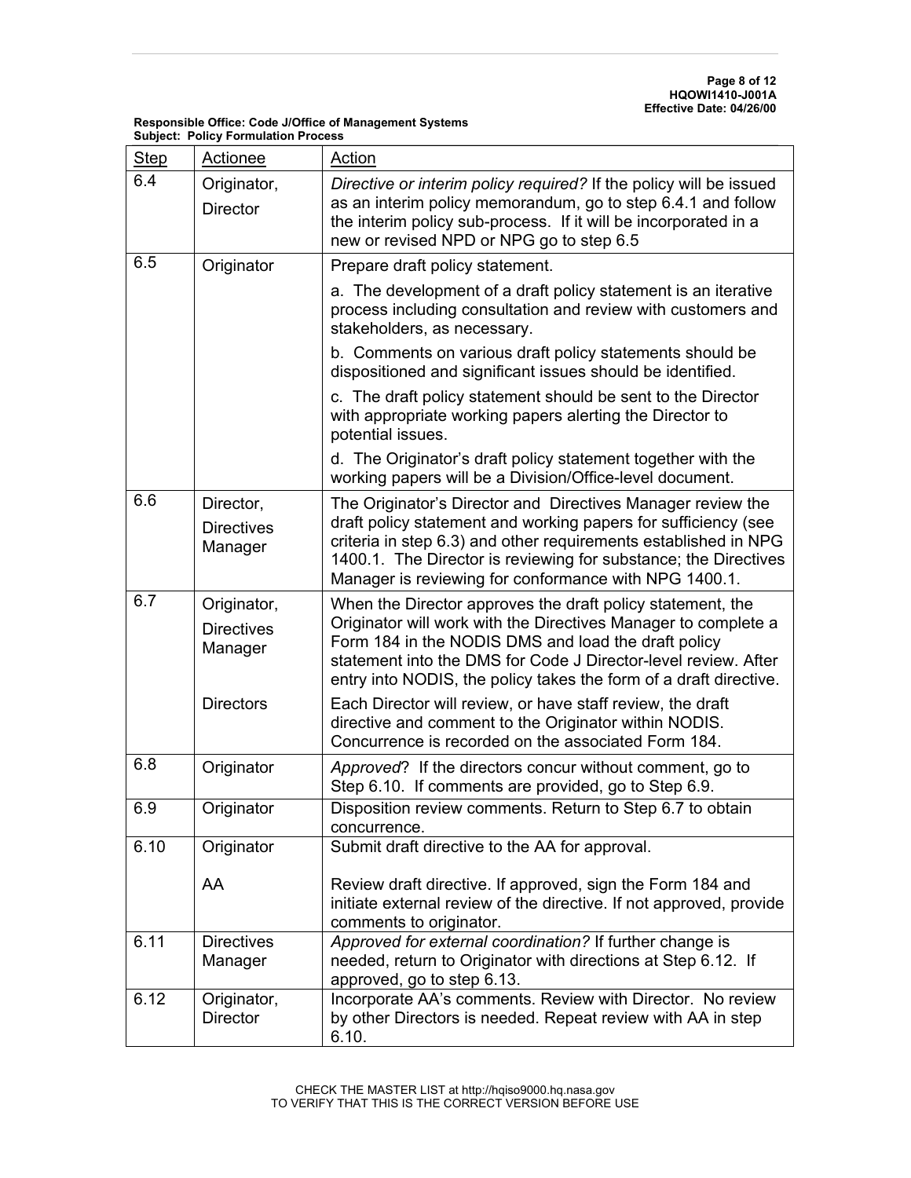**Responsible Office: Code J/Office of Management Systems**
**Subject: Policy Formulation Process**

| Step | Actionee | Action |
|---|---|---|
| 6.4 | Originator, Director | *Directive or interim policy required?* If the policy will be issued as an interim policy memorandum, go to step 6.4.1 and follow the interim policy sub-process. If it will be incorporated in a new or revised NPD or NPG go to step 6.5 |
| 6.5 | Originator | Prepare draft policy statement.<br>a. The development of a draft policy statement is an iterative process including consultation and review with customers and stakeholders, as necessary.<br>b. Comments on various draft policy statements should be dispositioned and significant issues should be identified.<br>c. The draft policy statement should be sent to the Director with appropriate working papers alerting the Director to potential issues.<br>d. The Originator's draft policy statement together with the working papers will be a Division/Office-level document. |
| 6.6 | Director, Directives Manager | The Originator's Director and Directives Manager review the draft policy statement and working papers for sufficiency (see criteria in step 6.3) and other requirements established in NPG 1400.1. The Director is reviewing for substance; the Directives Manager is reviewing for conformance with NPG 1400.1. |
| 6.7 | Originator, Directives Manager | When the Director approves the draft policy statement, the Originator will work with the Directives Manager to complete a Form 184 in the NODIS DMS and load the draft policy statement into the DMS for Code J Director-level review. After entry into NODIS, the policy takes the form of a draft directive. |
| | Directors | Each Director will review, or have staff review, the draft directive and comment to the Originator within NODIS. Concurrence is recorded on the associated Form 184. |
| 6.8 | Originator | *Approved*? If the directors concur without comment, go to Step 6.10. If comments are provided, go to Step 6.9. |
| 6.9 | Originator | Disposition review comments. Return to Step 6.7 to obtain concurrence. |
| 6.10 | Originator | Submit draft directive to the AA for approval. |
| | AA | Review draft directive. If approved, sign the Form 184 and initiate external review of the directive. If not approved, provide comments to originator. |
| 6.11 | Directives Manager | *Approved for external coordination?* If further change is needed, return to Originator with directions at Step 6.12. If approved, go to step 6.13. |
| 6.12 | Originator, Director | Incorporate AA's comments. Review with Director. No review by other Directors is needed. Repeat review with AA in step 6.10. |

CHECK THE MASTER LIST at http://hqiso9000.hq.nasa.gov
TO VERIFY THAT THIS IS THE CORRECT VERSION BEFORE USE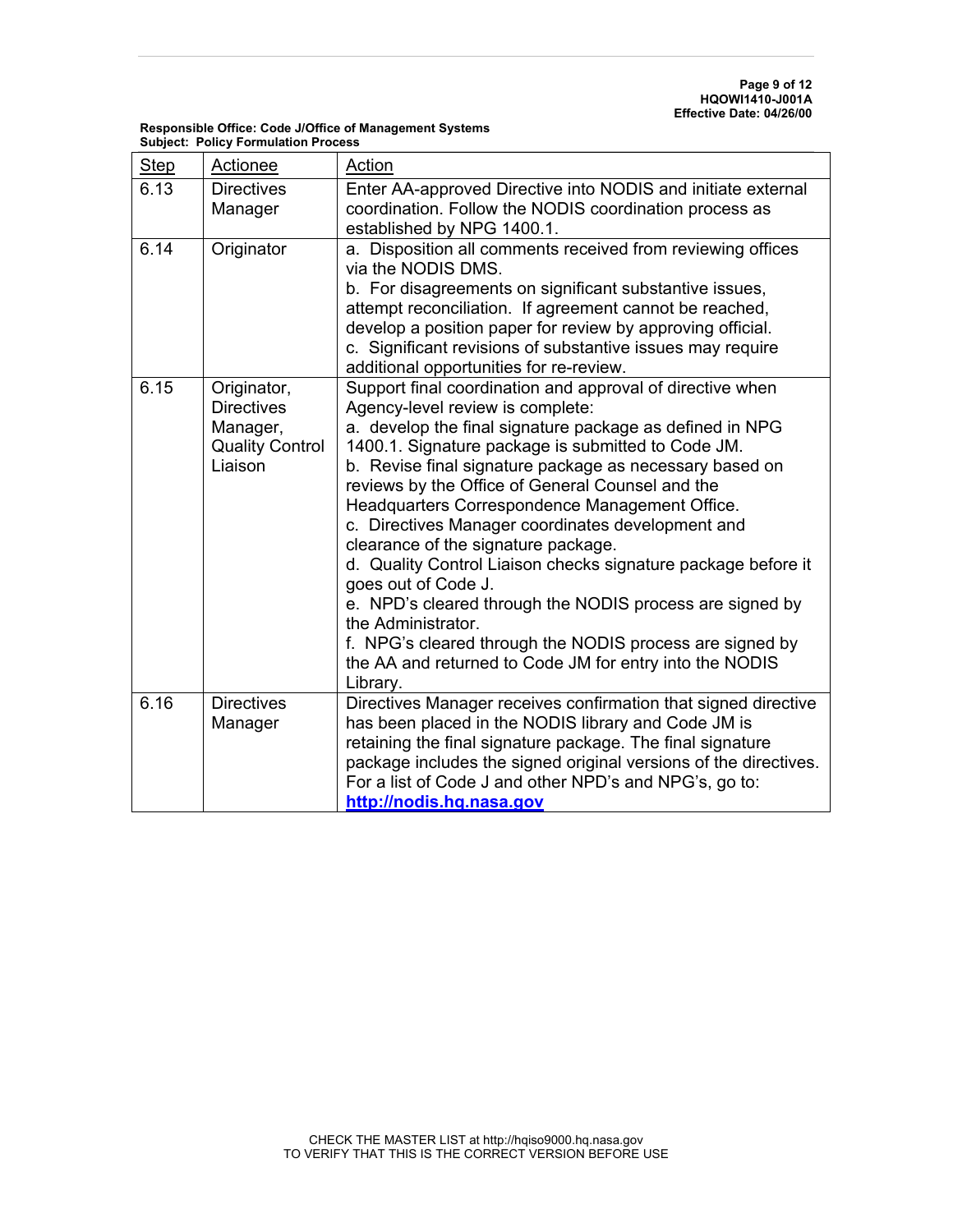**Responsible Office: Code J/Office of Management Systems**
**Subject: Policy Formulation Process**

| Step | Actionee | Action |
|---|---|---|
| 6.13 | Directives Manager | Enter AA-approved Directive into NODIS and initiate external coordination. Follow the NODIS coordination process as established by NPG 1400.1. |
| 6.14 | Originator | a. Disposition all comments received from reviewing offices via the NODIS DMS.<br>b. For disagreements on significant substantive issues, attempt reconciliation. If agreement cannot be reached, develop a position paper for review by approving official.<br>c. Significant revisions of substantive issues may require additional opportunities for re-review. |
| 6.15 | Originator, Directives Manager, Quality Control Liaison | Support final coordination and approval of directive when Agency-level review is complete:<br>a. develop the final signature package as defined in NPG 1400.1. Signature package is submitted to Code JM.<br>b. Revise final signature package as necessary based on reviews by the Office of General Counsel and the Headquarters Correspondence Management Office.<br>c. Directives Manager coordinates development and clearance of the signature package.<br>d. Quality Control Liaison checks signature package before it goes out of Code J.<br>e. NPD's cleared through the NODIS process are signed by the Administrator.<br>f. NPG's cleared through the NODIS process are signed by the AA and returned to Code JM for entry into the NODIS Library. |
| 6.16 | Directives Manager | Directives Manager receives confirmation that signed directive has been placed in the NODIS library and Code JM is retaining the final signature package. The final signature package includes the signed original versions of the directives. For a list of Code J and other NPD's and NPG's, go to: **http://nodis.hq.nasa.gov** |

CHECK THE MASTER LIST at http://hqiso9000.hq.nasa.gov
TO VERIFY THAT THIS IS THE CORRECT VERSION BEFORE USE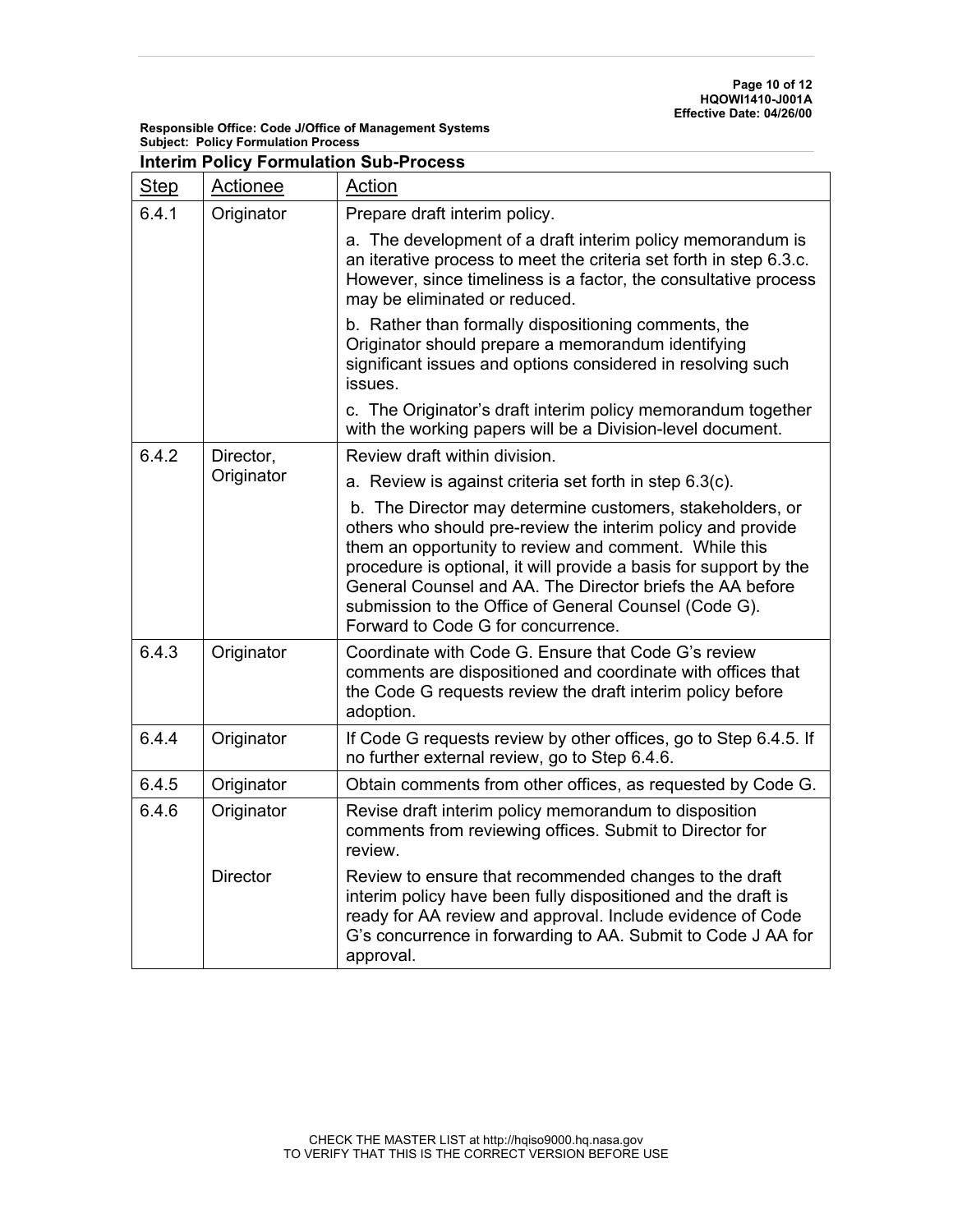Responsible Office: Code J/Office of Management Systems
Subject: Policy Formulation Process

**Interim Policy Formulation Sub-Process**

| Step | Actionee | Action |
| --- | --- | --- |
| 6.4.1 | Originator | Prepare draft interim policy.<br><br>a. The development of a draft interim policy memorandum is an iterative process to meet the criteria set forth in step 6.3.c. However, since timeliness is a factor, the consultative process may be eliminated or reduced.<br><br>b. Rather than formally dispositioning comments, the Originator should prepare a memorandum identifying significant issues and options considered in resolving such issues.<br><br>c. The Originator's draft interim policy memorandum together with the working papers will be a Division-level document. |
| 6.4.2 | Director, Originator | Review draft within division.<br><br>a. Review is against criteria set forth in step 6.3(c).<br><br>b. The Director may determine customers, stakeholders, or others who should pre-review the interim policy and provide them an opportunity to review and comment. While this procedure is optional, it will provide a basis for support by the General Counsel and AA. The Director briefs the AA before submission to the Office of General Counsel (Code G). Forward to Code G for concurrence. |
| 6.4.3 | Originator | Coordinate with Code G. Ensure that Code G's review comments are dispositioned and coordinate with offices that the Code G requests review the draft interim policy before adoption. |
| 6.4.4 | Originator | If Code G requests review by other offices, go to Step 6.4.5. If no further external review, go to Step 6.4.6. |
| 6.4.5 | Originator | Obtain comments from other offices, as requested by Code G. |
| 6.4.6 | Originator | Revise draft interim policy memorandum to disposition comments from reviewing offices. Submit to Director for review. |
| | Director | Review to ensure that recommended changes to the draft interim policy have been fully dispositioned and the draft is ready for AA review and approval. Include evidence of Code G's concurrence in forwarding to AA. Submit to Code J AA for approval. |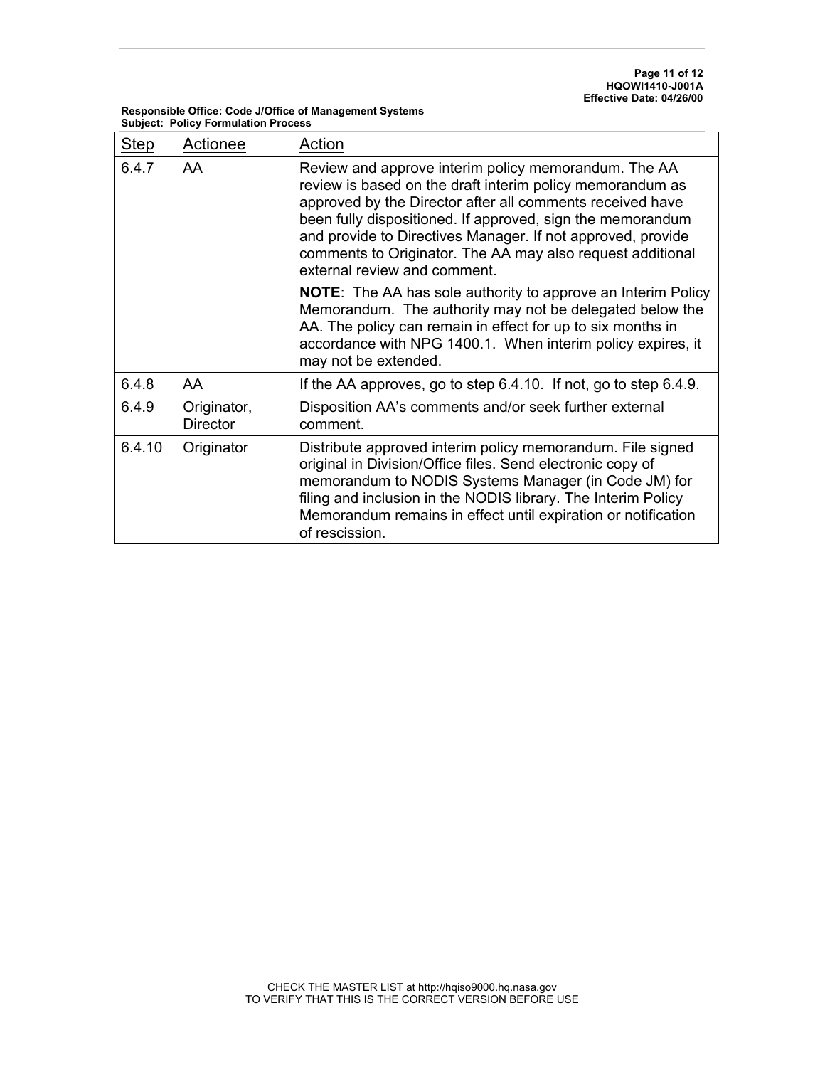| Step | Actionee | Action |
|---|---|---|
| 6.4.7 | AA | Review and approve interim policy memorandum. The AA review is based on the draft interim policy memorandum as approved by the Director after all comments received have been fully dispositioned. If approved, sign the memorandum and provide to Directives Manager. If not approved, provide comments to Originator. The AA may also request additional external review and comment.<br><br>**NOTE**: The AA has sole authority to approve an Interim Policy Memorandum. The authority may not be delegated below the AA. The policy can remain in effect for up to six months in accordance with NPG 1400.1. When interim policy expires, it may not be extended. |
| 6.4.8 | AA | If the AA approves, go to step 6.4.10. If not, go to step 6.4.9. |
| 6.4.9 | Originator, Director | Disposition AA's comments and/or seek further external comment. |
| 6.4.10 | Originator | Distribute approved interim policy memorandum. File signed original in Division/Office files. Send electronic copy of memorandum to NODIS Systems Manager (in Code JM) for filing and inclusion in the NODIS library. The Interim Policy Memorandum remains in effect until expiration or notification of rescission. |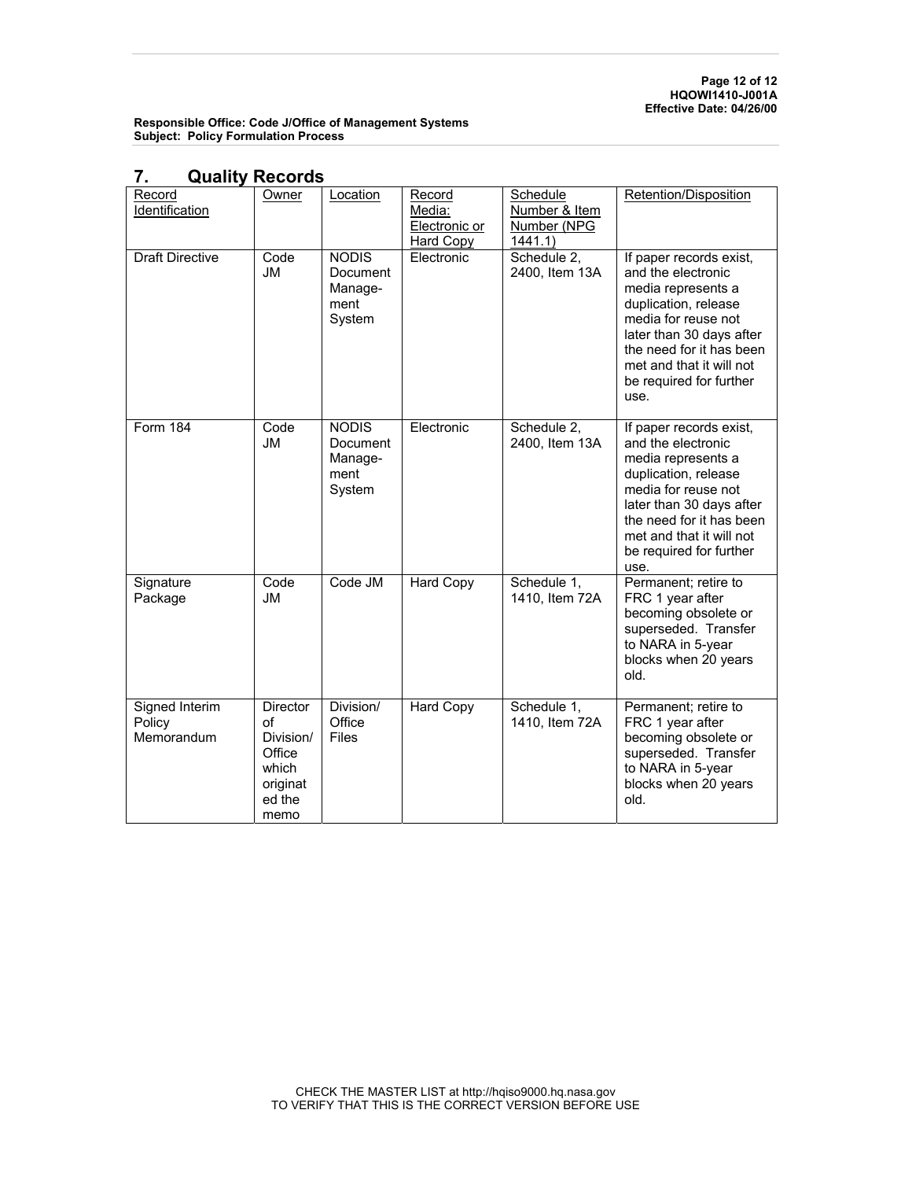## 7. Quality Records

| Record Identification | Owner | Location | Record Media: Electronic or Hard Copy | Schedule Number & Item Number (NPG 1441.1) | Retention/Disposition |
|---|---|---|---|---|---|
| Draft Directive | Code JM | NODIS Document Manage-ment System | Electronic | Schedule 2, 2400, Item 13A | If paper records exist, and the electronic media represents a duplication, release media for reuse not later than 30 days after the need for it has been met and that it will not be required for further use. |
| Form 184 | Code JM | NODIS Document Manage-ment System | Electronic | Schedule 2, 2400, Item 13A | If paper records exist, and the electronic media represents a duplication, release media for reuse not later than 30 days after the need for it has been met and that it will not be required for further use. |
| Signature Package | Code JM | Code JM | Hard Copy | Schedule 1, 1410, Item 72A | Permanent; retire to FRC 1 year after becoming obsolete or superseded. Transfer to NARA in 5-year blocks when 20 years old. |
| Signed Interim Policy Memorandum | Director of Division/ Office which originated the memo | Division/ Office Files | Hard Copy | Schedule 1, 1410, Item 72A | Permanent; retire to FRC 1 year after becoming obsolete or superseded. Transfer to NARA in 5-year blocks when 20 years old. |